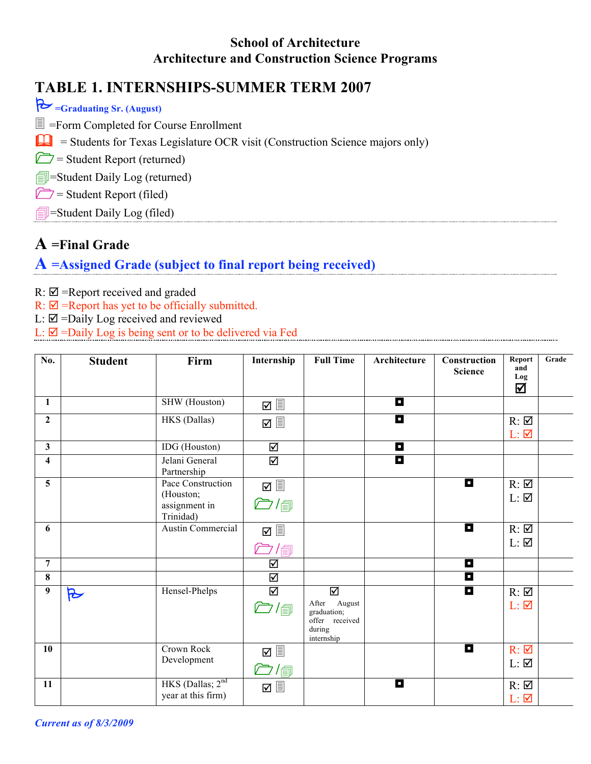School of Architecture
Architecture and Construction Science Programs

# TABLE 1. INTERNSHIPS-SUMMER TERM 2007

🏳 =Graduating Sr. (August)

📄 =Form Completed for Course Enrollment

📖 = Students for Texas Legislature OCR visit (Construction Science majors only)

📁 = Student Report (returned)

📑 =Student Daily Log (returned)

📁 = Student Report (filed)

📑 =Student Daily Log (filed)

**A =Final Grade**

**A =Assigned Grade (subject to final report being received)**

R: ☑ =Report received and graded

R: ☑ =Report has yet to be officially submitted.

L: ☑ =Daily Log received and reviewed

L: ☑ =Daily Log is being sent or to be delivered via Fed

| No. | Student | Firm | Internship | Full Time | Architecture | Construction Science | Report and Log ☑ | Grade |
|---|---|---|---|---|---|---|---|---|
| 1 | | SHW (Houston) | ☑ 📄 | | ◘ | | | |
| 2 | | HKS (Dallas) | ☑ 📄 | | ◘ | | R: ☑ L: ☑ | |
| 3 | | IDG (Houston) | ☑ | | ◘ | | | |
| 4 | | Jelani General Partnership | ☑ | | ◘ | | | |
| 5 | | Pace Construction (Houston; assignment in Trinidad) | ☑ 📄 📁/📑 | | | ◘ | R: ☑ L: ☑ | |
| 6 | | Austin Commercial | ☑ 📄 📁/📑 | | | ◘ | R: ☑ L: ☑ | |
| 7 | | | ☑ | | | ◘ | | |
| 8 | | | ☑ | | | ◘ | | |
| 9 | 🏳 | Hensel-Phelps | ☑ 📁/📑 | ☑ After August graduation; offer received during internship | | ◘ | R: ☑ L: ☑ | |
| 10 | | Crown Rock Development | ☑ 📄 📁/📑 | | | ◘ | R: ☑ L: ☑ | |
| 11 | | HKS (Dallas; 2nd year at this firm) | ☑ 📄 | | ◘ | | R: ☑ L: ☑ | |

*Current as of 8/3/2009*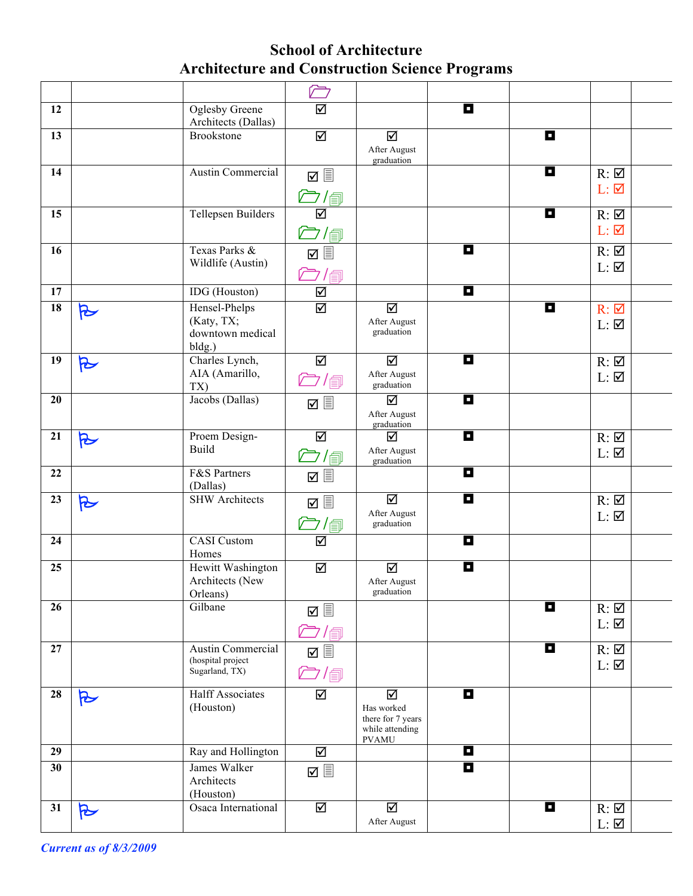# School of Architecture
## Architecture and Construction Science Programs

| | | | | | | | | |
|---|---|---|---|---|---|---|---|---|
| | | | 🗁 | | | | | |
| **12** | | Oglesby Greene Architects (Dallas) | ☑ | | ◘ | | | |
| **13** | | Brookstone | ☑ | ☑ After August graduation | | ◘ | | |
| **14** | | Austin Commercial | ☑ 🗎 🗁 / 🗐 | | | ◘ | R: ☑ L: ☑ | |
| **15** | | Tellepsen Builders | ☑ 🗁 / 🗐 | | | ◘ | R: ☑ L: ☑ | |
| **16** | | Texas Parks & Wildlife (Austin) | ☑ 🗎 🗁 / 🗐 | | ◘ | | R: ☑ L: ☑ | |
| **17** | | IDG (Houston) | ☑ | | ◘ | | | |
| **18** | 🏳 | Hensel-Phelps (Katy, TX; downtown medical bldg.) | ☑ | ☑ After August graduation | | ◘ | R: ☑ L: ☑ | |
| **19** | 🏳 | Charles Lynch, AIA (Amarillo, TX) | ☑ 🗁 / 🗐 | ☑ After August graduation | ◘ | | R: ☑ L: ☑ | |
| **20** | | Jacobs (Dallas) | ☑ 🗎 | ☑ After August graduation | ◘ | | | |
| **21** | 🏳 | Proem Design-Build | ☑ 🗁 / 🗐 | ☑ After August graduation | ◘ | | R: ☑ L: ☑ | |
| **22** | | F&S Partners (Dallas) | ☑ 🗎 | | ◘ | | | |
| **23** | 🏳 | SHW Architects | ☑ 🗎 🗁 / 🗐 | ☑ After August graduation | ◘ | | R: ☑ L: ☑ | |
| **24** | | CASI Custom Homes | ☑ | | ◘ | | | |
| **25** | | Hewitt Washington Architects (New Orleans) | ☑ | ☑ After August graduation | ◘ | | | |
| **26** | | Gilbane | ☑ 🗎 🗁 / 🗐 | | | ◘ | R: ☑ L: ☑ | |
| **27** | | Austin Commercial (hospital project Sugarland, TX) | ☑ 🗎 🗁 / 🗐 | | | ◘ | R: ☑ L: ☑ | |
| **28** | 🏳 | Halff Associates (Houston) | ☑ | ☑ Has worked there for 7 years while attending PVAMU | ◘ | | | |
| **29** | | Ray and Hollington | ☑ | | ◘ | | | |
| **30** | | James Walker Architects (Houston) | ☑ 🗎 | | ◘ | | | |
| **31** | 🏳 | Osaca International | ☑ | ☑ After August | | ◘ | R: ☑ L: ☑ | |

*Current as of 8/3/2009*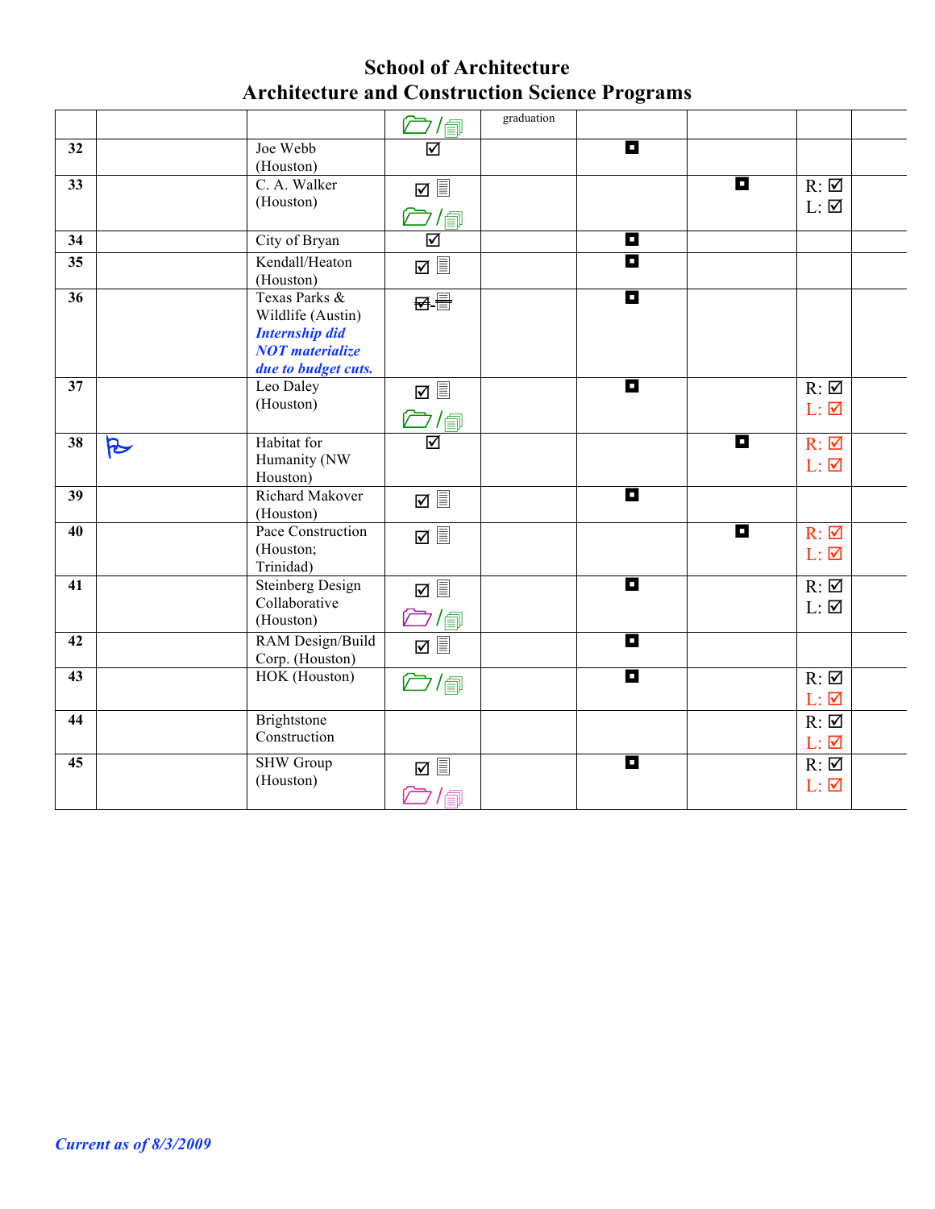# School of Architecture
## Architecture and Construction Science Programs

| | | | | | | | | |
|---|---|---|---|---|---|---|---|---|
| | | | 🗁 / 🗐 | graduation | | | | |
| **32** | | Joe Webb (Houston) | ☑ | | ◘ | | | |
| **33** | | C. A. Walker (Houston) | ☑ 🗎 🗁 / 🗐 | | | ◘ | R: ☑ L: ☑ | |
| **34** | | City of Bryan | ☑ | | ◘ | | | |
| **35** | | Kendall/Heaton (Houston) | ☑ 🗎 | | ◘ | | | |
| **36** | | Texas Parks & Wildlife (Austin) ***Internship did NOT materialize due to budget cuts.*** | ~~☑ 🗎~~ | | ◘ | | | |
| **37** | | Leo Daley (Houston) | ☑ 🗎 🗁 / 🗐 | | ◘ | | R: ☑ L: ☑ | |
| **38** | 🏳 | Habitat for Humanity (NW Houston) | ☑ | | | ◘ | R: ☑ L: ☑ | |
| **39** | | Richard Makover (Houston) | ☑ 🗎 | | ◘ | | | |
| **40** | | Pace Construction (Houston; Trinidad) | ☑ 🗎 | | | ◘ | R: ☑ L: ☑ | |
| **41** | | Steinberg Design Collaborative (Houston) | ☑ 🗎 🗁 / 🗐 | | ◘ | | R: ☑ L: ☑ | |
| **42** | | RAM Design/Build Corp. (Houston) | ☑ 🗎 | | ◘ | | | |
| **43** | | HOK (Houston) | 🗁 / 🗐 | | ◘ | | R: ☑ L: ☑ | |
| **44** | | Brightstone Construction | | | | | R: ☑ L: ☑ | |
| **45** | | SHW Group (Houston) | ☑ 🗎 🗁 / 🗐 | | ◘ | | R: ☑ L: ☑ | |

***Current as of 8/3/2009***